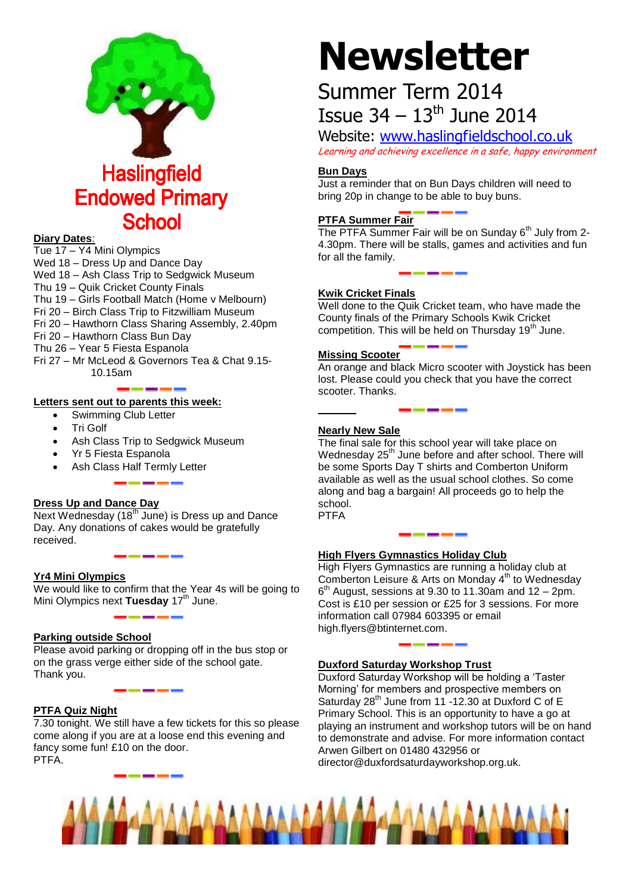# Haslingfield Endowed Primary School

# Newsletter

## Summer Term 2014

## Issue 34 – 13th June 2014

Website: www.haslingfieldschool.co.uk

*Learning and achieving excellence in a safe, happy environment*

**Diary Dates**:

Tue 17 – Y4 Mini Olympics
Wed 18 – Dress Up and Dance Day
Wed 18 – Ash Class Trip to Sedgwick Museum
Thu 19 – Quik Cricket County Finals
Thu 19 – Girls Football Match (Home v Melbourn)
Fri 20 – Birch Class Trip to Fitzwilliam Museum
Fri 20 – Hawthorn Class Sharing Assembly, 2.40pm
Fri 20 – Hawthorn Class Bun Day
Thu 26 – Year 5 Fiesta Espanola
Fri 27 – Mr McLeod & Governors Tea & Chat 9.15-10.15am

**Letters sent out to parents this week:**

- Swimming Club Letter
- Tri Golf
- Ash Class Trip to Sedgwick Museum
- Yr 5 Fiesta Espanola
- Ash Class Half Termly Letter

**Dress Up and Dance Day**

Next Wednesday (18th June) is Dress up and Dance Day. Any donations of cakes would be gratefully received.

**Yr4 Mini Olympics**

We would like to confirm that the Year 4s will be going to Mini Olympics next **Tuesday** 17th June.

**Parking outside School**

Please avoid parking or dropping off in the bus stop or on the grass verge either side of the school gate. Thank you.

**PTFA Quiz Night**

7.30 tonight. We still have a few tickets for this so please come along if you are at a loose end this evening and fancy some fun! £10 on the door.
PTFA.

**Bun Days**

Just a reminder that on Bun Days children will need to bring 20p in change to be able to buy buns.

**PTFA Summer Fair**

The PTFA Summer Fair will be on Sunday 6th July from 2-4.30pm. There will be stalls, games and activities and fun for all the family.

**Kwik Cricket Finals**

Well done to the Quik Cricket team, who have made the County finals of the Primary Schools Kwik Cricket competition. This will be held on Thursday 19th June.

**Missing Scooter**

An orange and black Micro scooter with Joystick has been lost. Please could you check that you have the correct scooter. Thanks.

**Nearly New Sale**

The final sale for this school year will take place on Wednesday 25th June before and after school. There will be some Sports Day T shirts and Comberton Uniform available as well as the usual school clothes. So come along and bag a bargain! All proceeds go to help the school.
PTFA

**High Flyers Gymnastics Holiday Club**

High Flyers Gymnastics are running a holiday club at Comberton Leisure & Arts on Monday 4th to Wednesday 6th August, sessions at 9.30 to 11.30am and 12 – 2pm. Cost is £10 per session or £25 for 3 sessions. For more information call 07984 603395 or email high.flyers@btinternet.com.

**Duxford Saturday Workshop Trust**

Duxford Saturday Workshop will be holding a 'Taster Morning' for members and prospective members on Saturday 28th June from 11 -12.30 at Duxford C of E Primary School. This is an opportunity to have a go at playing an instrument and workshop tutors will be on hand to demonstrate and advise. For more information contact Arwen Gilbert on 01480 432956 or director@duxfordsaturdayworkshop.org.uk.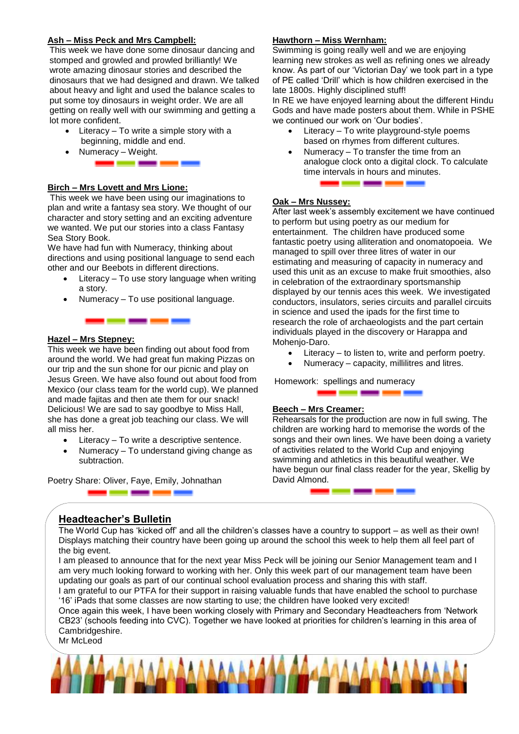**Ash – Miss Peck and Mrs Campbell:**

This week we have done some dinosaur dancing and stomped and growled and prowled brilliantly! We wrote amazing dinosaur stories and described the dinosaurs that we had designed and drawn. We talked about heavy and light and used the balance scales to put some toy dinosaurs in weight order. We are all getting on really well with our swimming and getting a lot more confident.

- Literacy – To write a simple story with a beginning, middle and end.
- Numeracy – Weight.

**Birch – Mrs Lovett and Mrs Lione:**

This week we have been using our imaginations to plan and write a fantasy sea story. We thought of our character and story setting and an exciting adventure we wanted. We put our stories into a class Fantasy Sea Story Book.

We have had fun with Numeracy, thinking about directions and using positional language to send each other and our Beebots in different directions.

- Literacy – To use story language when writing a story.
- Numeracy – To use positional language.

**Hazel – Mrs Stepney:**

This week we have been finding out about food from around the world. We had great fun making Pizzas on our trip and the sun shone for our picnic and play on Jesus Green. We have also found out about food from Mexico (our class team for the world cup). We planned and made fajitas and then ate them for our snack! Delicious! We are sad to say goodbye to Miss Hall, she has done a great job teaching our class. We will all miss her.

- Literacy – To write a descriptive sentence.
- Numeracy – To understand giving change as subtraction.

Poetry Share: Oliver, Faye, Emily, Johnathan

**Hawthorn – Miss Wernham:**

Swimming is going really well and we are enjoying learning new strokes as well as refining ones we already know. As part of our 'Victorian Day' we took part in a type of PE called 'Drill' which is how children exercised in the late 1800s. Highly disciplined stuff!

In RE we have enjoyed learning about the different Hindu Gods and have made posters about them. While in PSHE we continued our work on 'Our bodies'.

- Literacy – To write playground-style poems based on rhymes from different cultures.
- Numeracy – To transfer the time from an analogue clock onto a digital clock. To calculate time intervals in hours and minutes.

**Oak – Mrs Nussey:**

After last week's assembly excitement we have continued to perform but using poetry as our medium for entertainment. The children have produced some fantastic poetry using alliteration and onomatopoeia. We managed to spill over three litres of water in our estimating and measuring of capacity in numeracy and used this unit as an excuse to make fruit smoothies, also in celebration of the extraordinary sportsmanship displayed by our tennis aces this week. We investigated conductors, insulators, series circuits and parallel circuits in science and used the ipads for the first time to research the role of archaeologists and the part certain individuals played in the discovery or Harappa and Mohenjo-Daro.

- Literacy – to listen to, write and perform poetry.
- Numeracy – capacity, millilitres and litres.

Homework: spellings and numeracy

**Beech – Mrs Creamer:**

Rehearsals for the production are now in full swing. The children are working hard to memorise the words of the songs and their own lines. We have been doing a variety of activities related to the World Cup and enjoying swimming and athletics in this beautiful weather. We have begun our final class reader for the year, Skellig by David Almond.

## Headteacher's Bulletin

The World Cup has 'kicked off' and all the children's classes have a country to support – as well as their own! Displays matching their country have been going up around the school this week to help them all feel part of the big event.

I am pleased to announce that for the next year Miss Peck will be joining our Senior Management team and I am very much looking forward to working with her. Only this week part of our management team have been updating our goals as part of our continual school evaluation process and sharing this with staff.

I am grateful to our PTFA for their support in raising valuable funds that have enabled the school to purchase '16' iPads that some classes are now starting to use; the children have looked very excited!

Once again this week, I have been working closely with Primary and Secondary Headteachers from 'Network CB23' (schools feeding into CVC). Together we have looked at priorities for children's learning in this area of Cambridgeshire.

Mr McLeod